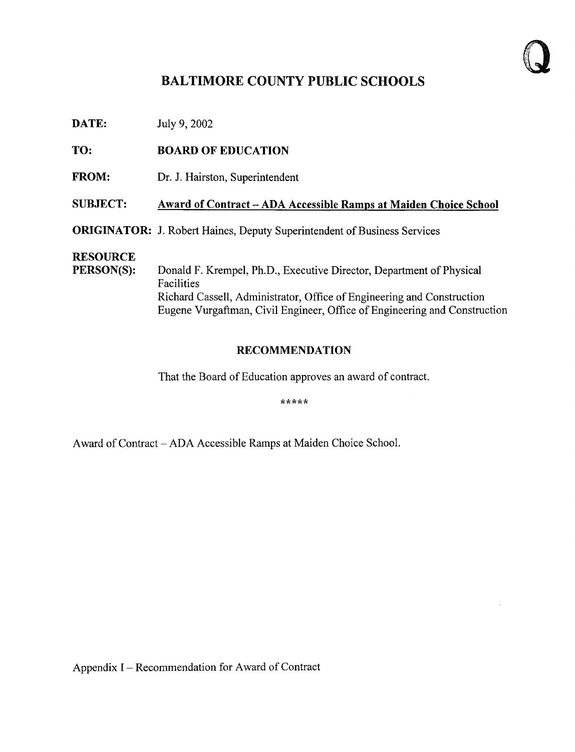# BALTIMORE COUNTY PUBLIC SCHOOLS

**DATE:** July 9, 2002

**TO:** **BOARD OF EDUCATION**

**FROM:** Dr. J. Hairston, Superintendent

**SUBJECT:** **Award of Contract – ADA Accessible Ramps at Maiden Choice School**

**ORIGINATOR:** J. Robert Haines, Deputy Superintendent of Business Services

**RESOURCE PERSON(S):** Donald F. Krempel, Ph.D., Executive Director, Department of Physical Facilities
Richard Cassell, Administrator, Office of Engineering and Construction
Eugene Vurgaftman, Civil Engineer, Office of Engineering and Construction

## RECOMMENDATION

That the Board of Education approves an award of contract.

*****

Award of Contract – ADA Accessible Ramps at Maiden Choice School.

Appendix I – Recommendation for Award of Contract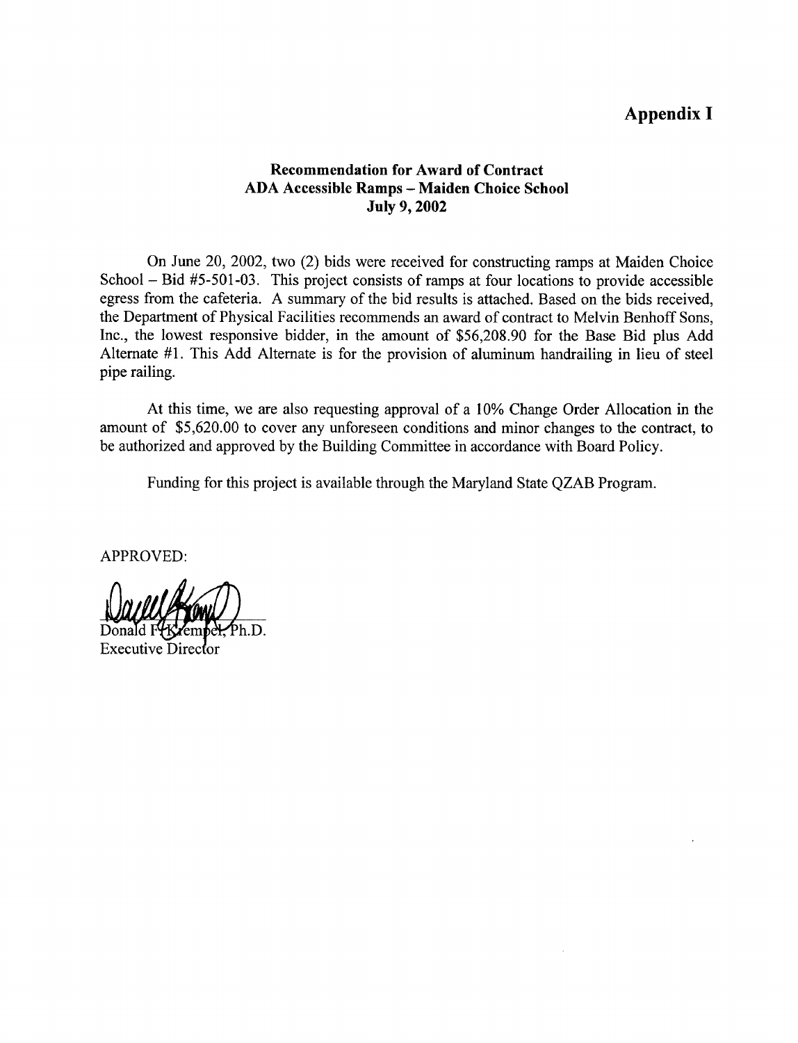# Appendix I

### Recommendation for Award of Contract
### ADA Accessible Ramps – Maiden Choice School
### July 9, 2002

On June 20, 2002, two (2) bids were received for constructing ramps at Maiden Choice School – Bid #5-501-03. This project consists of ramps at four locations to provide accessible egress from the cafeteria. A summary of the bid results is attached. Based on the bids received, the Department of Physical Facilities recommends an award of contract to Melvin Benhoff Sons, Inc., the lowest responsive bidder, in the amount of $56,208.90 for the Base Bid plus Add Alternate #1. This Add Alternate is for the provision of aluminum handrailing in lieu of steel pipe railing.

At this time, we are also requesting approval of a 10% Change Order Allocation in the amount of $5,620.00 to cover any unforeseen conditions and minor changes to the contract, to be authorized and approved by the Building Committee in accordance with Board Policy.

Funding for this project is available through the Maryland State QZAB Program.

APPROVED:

Donald F. Krempel, Ph.D.
Executive Director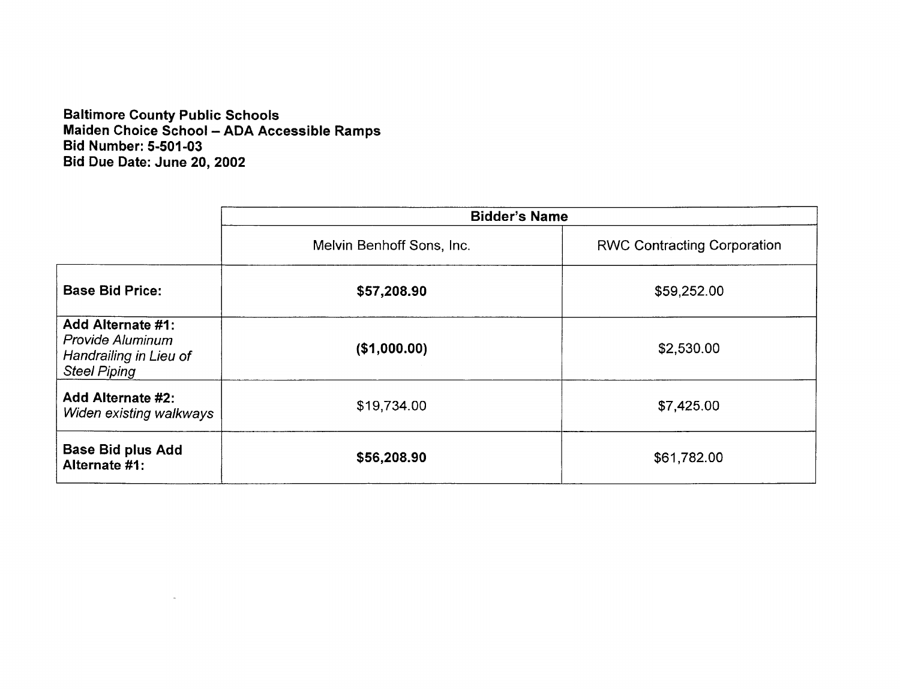**Baltimore County Public Schools**
**Maiden Choice School – ADA Accessible Ramps**
**Bid Number: 5-501-03**
**Bid Due Date: June 20, 2002**

| | **Bidder's Name** | |
|---|---|---|
| | Melvin Benhoff Sons, Inc. | RWC Contracting Corporation |
| **Base Bid Price:** | **$57,208.90** | $59,252.00 |
| **Add Alternate #1:** *Provide Aluminum Handrailing in Lieu of Steel Piping* | **($1,000.00)** | $2,530.00 |
| **Add Alternate #2:** *Widen existing walkways* | $19,734.00 | $7,425.00 |
| **Base Bid plus Add Alternate #1:** | **$56,208.90** | $61,782.00 |